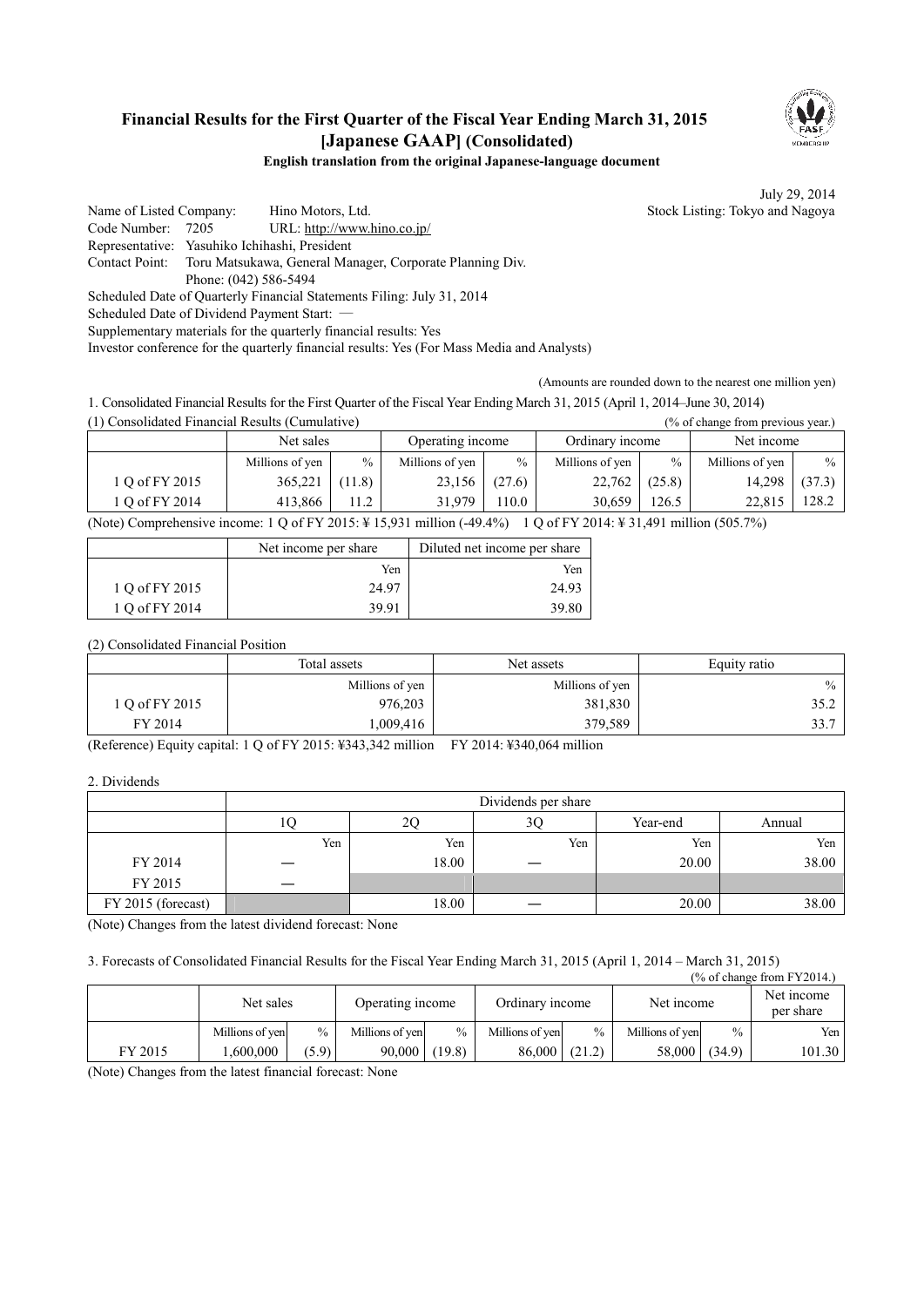# Financial Results for the First Quarter of the Fiscal Year Ending March 31, 2015 [Japanese GAAP] (Consolidated)

**English translation from the original Japanese-language document**

July 29, 2014

Name of Listed Company: Hino Motors, Ltd. Stock Listing: Tokyo and Nagoya
Code Number: 7205 URL: http://www.hino.co.jp/
Representative: Yasuhiko Ichihashi, President
Contact Point: Toru Matsukawa, General Manager, Corporate Planning Div.
Phone: (042) 586-5494
Scheduled Date of Quarterly Financial Statements Filing: July 31, 2014
Scheduled Date of Dividend Payment Start: —
Supplementary materials for the quarterly financial results: Yes
Investor conference for the quarterly financial results: Yes (For Mass Media and Analysts)

(Amounts are rounded down to the nearest one million yen)

1. Consolidated Financial Results for the First Quarter of the Fiscal Year Ending March 31, 2015 (April 1, 2014–June 30, 2014)

(1) Consolidated Financial Results (Cumulative) (% of change from previous year.)

| | Net sales | | Operating income | | Ordinary income | | Net income | |
|---|---|---|---|---|---|---|---|---|
| | Millions of yen | % | Millions of yen | % | Millions of yen | % | Millions of yen | % |
| 1 Q of FY 2015 | 365,221 | (11.8) | 23,156 | (27.6) | 22,762 | (25.8) | 14,298 | (37.3) |
| 1 Q of FY 2014 | 413,866 | 11.2 | 31,979 | 110.0 | 30,659 | 126.5 | 22,815 | 128.2 |

(Note) Comprehensive income: 1 Q of FY 2015: ¥ 15,931 million (-49.4%) 1 Q of FY 2014: ¥ 31,491 million (505.7%)

| | Net income per share | Diluted net income per share |
|---|---|---|
| | Yen | Yen |
| 1 Q of FY 2015 | 24.97 | 24.93 |
| 1 Q of FY 2014 | 39.91 | 39.80 |

(2) Consolidated Financial Position

| | Total assets | Net assets | Equity ratio |
|---|---|---|---|
| | Millions of yen | Millions of yen | % |
| 1 Q of FY 2015 | 976,203 | 381,830 | 35.2 |
| FY 2014 | 1,009,416 | 379,589 | 33.7 |

(Reference) Equity capital: 1 Q of FY 2015: ¥343,342 million FY 2014: ¥340,064 million

2. Dividends

| | Dividends per share | | | | |
|---|---|---|---|---|---|
| | 1Q | 2Q | 3Q | Year-end | Annual |
| | Yen | Yen | Yen | Yen | Yen |
| FY 2014 | — | 18.00 | — | 20.00 | 38.00 |
| FY 2015 | — | | | | |
| FY 2015 (forecast) | | 18.00 | — | 20.00 | 38.00 |

(Note) Changes from the latest dividend forecast: None

3. Forecasts of Consolidated Financial Results for the Fiscal Year Ending March 31, 2015 (April 1, 2014 – March 31, 2015)

(% of change from FY2014.)

| | Net sales | | Operating income | | Ordinary income | | Net income | | Net income per share |
|---|---|---|---|---|---|---|---|---|---|
| | Millions of yen | % | Millions of yen | % | Millions of yen | % | Millions of yen | % | Yen |
| FY 2015 | 1,600,000 | (5.9) | 90,000 | (19.8) | 86,000 | (21.2) | 58,000 | (34.9) | 101.30 |

(Note) Changes from the latest financial forecast: None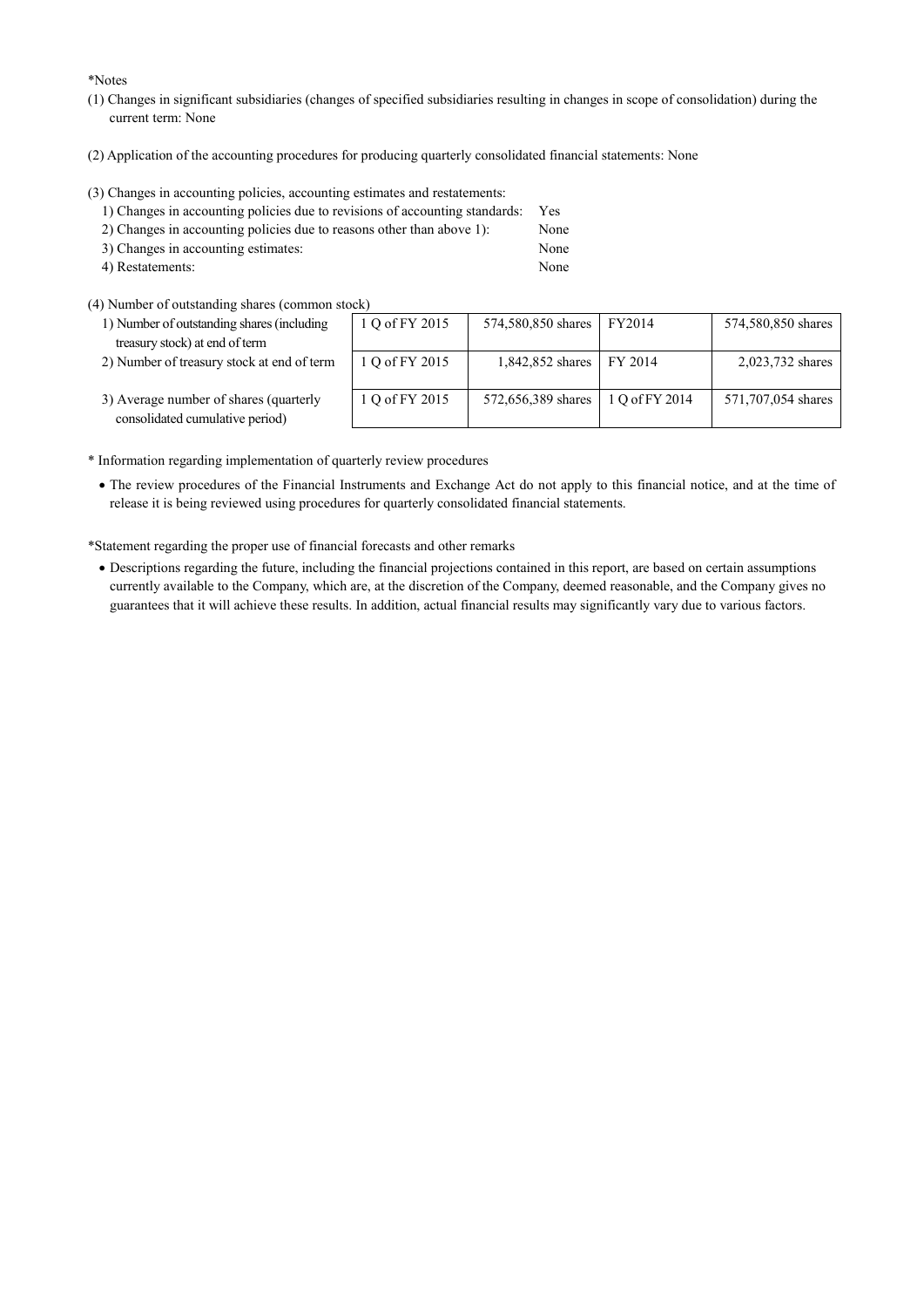*Notes

(1) Changes in significant subsidiaries (changes of specified subsidiaries resulting in changes in scope of consolidation) during the current term: None

(2) Application of the accounting procedures for producing quarterly consolidated financial statements: None

(3) Changes in accounting policies, accounting estimates and restatements:

| | |
|---|---|
| 1) Changes in accounting policies due to revisions of accounting standards: | Yes |
| 2) Changes in accounting policies due to reasons other than above 1): | None |
| 3) Changes in accounting estimates: | None |
| 4) Restatements: | None |

(4) Number of outstanding shares (common stock)

| | | | | |
|---|---|---|---|---|
| 1) Number of outstanding shares (including treasury stock) at end of term | 1 Q of FY 2015 | 574,580,850 shares | FY2014 | 574,580,850 shares |
| 2) Number of treasury stock at end of term | 1 Q of FY 2015 | 1,842,852 shares | FY 2014 | 2,023,732 shares |
| 3) Average number of shares (quarterly consolidated cumulative period) | 1 Q of FY 2015 | 572,656,389 shares | 1 Q of FY 2014 | 571,707,054 shares |

* Information regarding implementation of quarterly review procedures

- The review procedures of the Financial Instruments and Exchange Act do not apply to this financial notice, and at the time of release it is being reviewed using procedures for quarterly consolidated financial statements.

*Statement regarding the proper use of financial forecasts and other remarks

- Descriptions regarding the future, including the financial projections contained in this report, are based on certain assumptions currently available to the Company, which are, at the discretion of the Company, deemed reasonable, and the Company gives no guarantees that it will achieve these results. In addition, actual financial results may significantly vary due to various factors.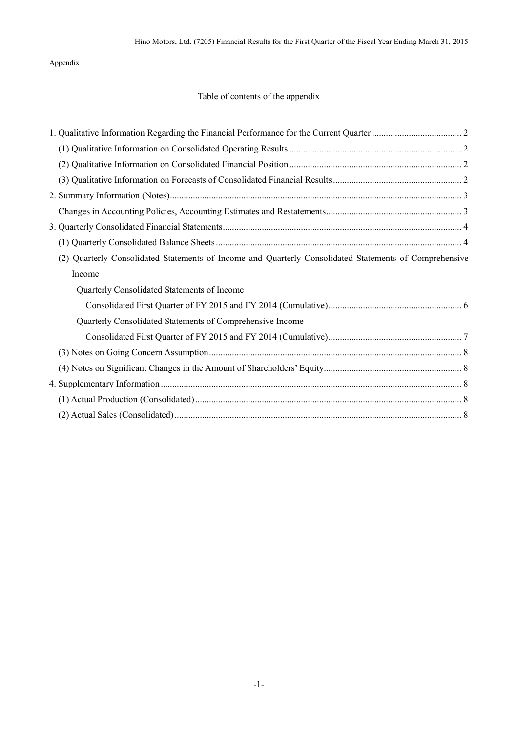Appendix

## Table of contents of the appendix

1. Qualitative Information Regarding the Financial Performance for the Current Quarter ....................................... 2
   (1) Qualitative Information on Consolidated Operating Results ........................................................................... 2
   (2) Qualitative Information on Consolidated Financial Position ........................................................................... 2
   (3) Qualitative Information on Forecasts of Consolidated Financial Results ........................................................ 2
2. Summary Information (Notes)............................................................................................................................. 3
   Changes in Accounting Policies, Accounting Estimates and Restatements........................................................... 3
3. Quarterly Consolidated Financial Statements....................................................................................................... 4
   (1) Quarterly Consolidated Balance Sheets .......................................................................................................... 4
   (2) Quarterly Consolidated Statements of Income and Quarterly Consolidated Statements of Comprehensive Income
      Quarterly Consolidated Statements of Income
         Consolidated First Quarter of FY 2015 and FY 2014 (Cumulative)......................................................... 6
      Quarterly Consolidated Statements of Comprehensive Income
         Consolidated First Quarter of FY 2015 and FY 2014 (Cumulative)......................................................... 7
   (3) Notes on Going Concern Assumption ............................................................................................................ 8
   (4) Notes on Significant Changes in the Amount of Shareholders' Equity........................................................... 8
4. Supplementary Information ................................................................................................................................. 8
   (1) Actual Production (Consolidated) ................................................................................................................... 8
   (2) Actual Sales (Consolidated) ............................................................................................................................ 8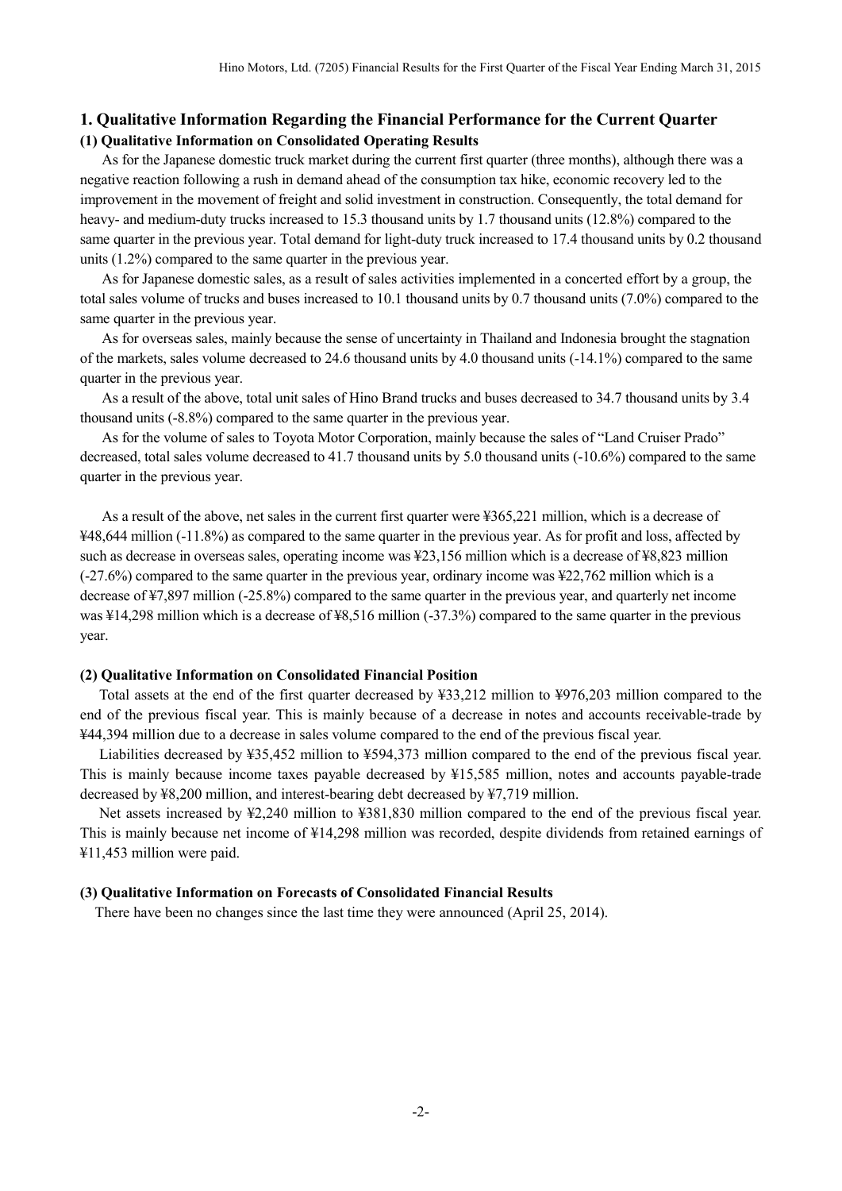## 1. Qualitative Information Regarding the Financial Performance for the Current Quarter

### (1) Qualitative Information on Consolidated Operating Results

As for the Japanese domestic truck market during the current first quarter (three months), although there was a negative reaction following a rush in demand ahead of the consumption tax hike, economic recovery led to the improvement in the movement of freight and solid investment in construction. Consequently, the total demand for heavy- and medium-duty trucks increased to 15.3 thousand units by 1.7 thousand units (12.8%) compared to the same quarter in the previous year. Total demand for light-duty truck increased to 17.4 thousand units by 0.2 thousand units (1.2%) compared to the same quarter in the previous year.

As for Japanese domestic sales, as a result of sales activities implemented in a concerted effort by a group, the total sales volume of trucks and buses increased to 10.1 thousand units by 0.7 thousand units (7.0%) compared to the same quarter in the previous year.

As for overseas sales, mainly because the sense of uncertainty in Thailand and Indonesia brought the stagnation of the markets, sales volume decreased to 24.6 thousand units by 4.0 thousand units (-14.1%) compared to the same quarter in the previous year.

As a result of the above, total unit sales of Hino Brand trucks and buses decreased to 34.7 thousand units by 3.4 thousand units (-8.8%) compared to the same quarter in the previous year.

As for the volume of sales to Toyota Motor Corporation, mainly because the sales of "Land Cruiser Prado" decreased, total sales volume decreased to 41.7 thousand units by 5.0 thousand units (-10.6%) compared to the same quarter in the previous year.

As a result of the above, net sales in the current first quarter were ¥365,221 million, which is a decrease of ¥48,644 million (-11.8%) as compared to the same quarter in the previous year. As for profit and loss, affected by such as decrease in overseas sales, operating income was ¥23,156 million which is a decrease of ¥8,823 million (-27.6%) compared to the same quarter in the previous year, ordinary income was ¥22,762 million which is a decrease of ¥7,897 million (-25.8%) compared to the same quarter in the previous year, and quarterly net income was ¥14,298 million which is a decrease of ¥8,516 million (-37.3%) compared to the same quarter in the previous year.

### (2) Qualitative Information on Consolidated Financial Position

Total assets at the end of the first quarter decreased by ¥33,212 million to ¥976,203 million compared to the end of the previous fiscal year. This is mainly because of a decrease in notes and accounts receivable-trade by ¥44,394 million due to a decrease in sales volume compared to the end of the previous fiscal year.

Liabilities decreased by ¥35,452 million to ¥594,373 million compared to the end of the previous fiscal year. This is mainly because income taxes payable decreased by ¥15,585 million, notes and accounts payable-trade decreased by ¥8,200 million, and interest-bearing debt decreased by ¥7,719 million.

Net assets increased by ¥2,240 million to ¥381,830 million compared to the end of the previous fiscal year. This is mainly because net income of ¥14,298 million was recorded, despite dividends from retained earnings of ¥11,453 million were paid.

### (3) Qualitative Information on Forecasts of Consolidated Financial Results

There have been no changes since the last time they were announced (April 25, 2014).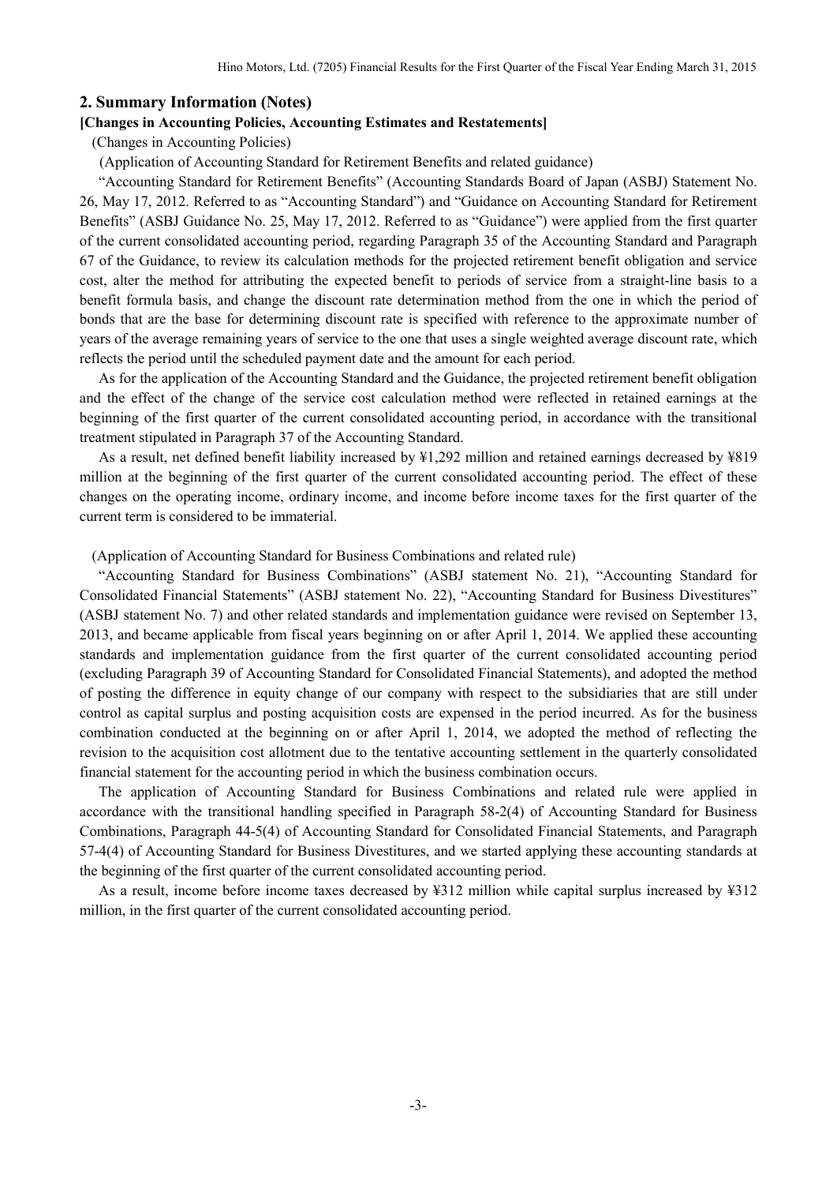## 2. Summary Information (Notes)

### [Changes in Accounting Policies, Accounting Estimates and Restatements]

(Changes in Accounting Policies)

(Application of Accounting Standard for Retirement Benefits and related guidance)

"Accounting Standard for Retirement Benefits" (Accounting Standards Board of Japan (ASBJ) Statement No. 26, May 17, 2012. Referred to as "Accounting Standard") and "Guidance on Accounting Standard for Retirement Benefits" (ASBJ Guidance No. 25, May 17, 2012. Referred to as "Guidance") were applied from the first quarter of the current consolidated accounting period, regarding Paragraph 35 of the Accounting Standard and Paragraph 67 of the Guidance, to review its calculation methods for the projected retirement benefit obligation and service cost, alter the method for attributing the expected benefit to periods of service from a straight-line basis to a benefit formula basis, and change the discount rate determination method from the one in which the period of bonds that are the base for determining discount rate is specified with reference to the approximate number of years of the average remaining years of service to the one that uses a single weighted average discount rate, which reflects the period until the scheduled payment date and the amount for each period.

As for the application of the Accounting Standard and the Guidance, the projected retirement benefit obligation and the effect of the change of the service cost calculation method were reflected in retained earnings at the beginning of the first quarter of the current consolidated accounting period, in accordance with the transitional treatment stipulated in Paragraph 37 of the Accounting Standard.

As a result, net defined benefit liability increased by ¥1,292 million and retained earnings decreased by ¥819 million at the beginning of the first quarter of the current consolidated accounting period. The effect of these changes on the operating income, ordinary income, and income before income taxes for the first quarter of the current term is considered to be immaterial.

(Application of Accounting Standard for Business Combinations and related rule)

"Accounting Standard for Business Combinations" (ASBJ statement No. 21), "Accounting Standard for Consolidated Financial Statements" (ASBJ statement No. 22), "Accounting Standard for Business Divestitures" (ASBJ statement No. 7) and other related standards and implementation guidance were revised on September 13, 2013, and became applicable from fiscal years beginning on or after April 1, 2014. We applied these accounting standards and implementation guidance from the first quarter of the current consolidated accounting period (excluding Paragraph 39 of Accounting Standard for Consolidated Financial Statements), and adopted the method of posting the difference in equity change of our company with respect to the subsidiaries that are still under control as capital surplus and posting acquisition costs are expensed in the period incurred. As for the business combination conducted at the beginning on or after April 1, 2014, we adopted the method of reflecting the revision to the acquisition cost allotment due to the tentative accounting settlement in the quarterly consolidated financial statement for the accounting period in which the business combination occurs.

The application of Accounting Standard for Business Combinations and related rule were applied in accordance with the transitional handling specified in Paragraph 58-2(4) of Accounting Standard for Business Combinations, Paragraph 44-5(4) of Accounting Standard for Consolidated Financial Statements, and Paragraph 57-4(4) of Accounting Standard for Business Divestitures, and we started applying these accounting standards at the beginning of the first quarter of the current consolidated accounting period.

As a result, income before income taxes decreased by ¥312 million while capital surplus increased by ¥312 million, in the first quarter of the current consolidated accounting period.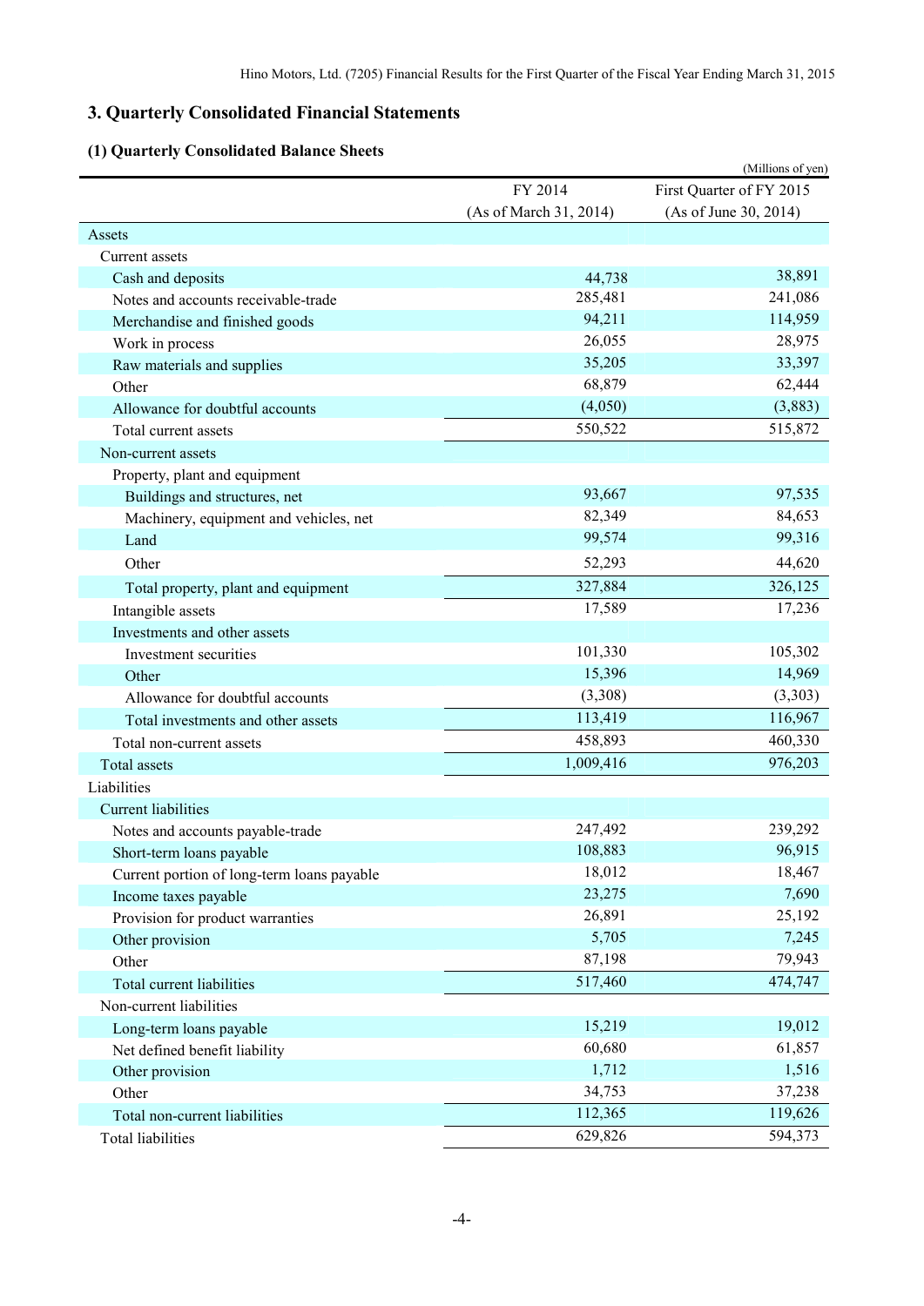## 3. Quarterly Consolidated Financial Statements

### (1) Quarterly Consolidated Balance Sheets

(Millions of yen)

| | FY 2014 (As of March 31, 2014) | First Quarter of FY 2015 (As of June 30, 2014) |
|---|---|---|
| Assets | | |
| Current assets | | |
| Cash and deposits | 44,738 | 38,891 |
| Notes and accounts receivable-trade | 285,481 | 241,086 |
| Merchandise and finished goods | 94,211 | 114,959 |
| Work in process | 26,055 | 28,975 |
| Raw materials and supplies | 35,205 | 33,397 |
| Other | 68,879 | 62,444 |
| Allowance for doubtful accounts | (4,050) | (3,883) |
| Total current assets | 550,522 | 515,872 |
| Non-current assets | | |
| Property, plant and equipment | | |
| Buildings and structures, net | 93,667 | 97,535 |
| Machinery, equipment and vehicles, net | 82,349 | 84,653 |
| Land | 99,574 | 99,316 |
| Other | 52,293 | 44,620 |
| Total property, plant and equipment | 327,884 | 326,125 |
| Intangible assets | 17,589 | 17,236 |
| Investments and other assets | | |
| Investment securities | 101,330 | 105,302 |
| Other | 15,396 | 14,969 |
| Allowance for doubtful accounts | (3,308) | (3,303) |
| Total investments and other assets | 113,419 | 116,967 |
| Total non-current assets | 458,893 | 460,330 |
| Total assets | 1,009,416 | 976,203 |
| Liabilities | | |
| Current liabilities | | |
| Notes and accounts payable-trade | 247,492 | 239,292 |
| Short-term loans payable | 108,883 | 96,915 |
| Current portion of long-term loans payable | 18,012 | 18,467 |
| Income taxes payable | 23,275 | 7,690 |
| Provision for product warranties | 26,891 | 25,192 |
| Other provision | 5,705 | 7,245 |
| Other | 87,198 | 79,943 |
| Total current liabilities | 517,460 | 474,747 |
| Non-current liabilities | | |
| Long-term loans payable | 15,219 | 19,012 |
| Net defined benefit liability | 60,680 | 61,857 |
| Other provision | 1,712 | 1,516 |
| Other | 34,753 | 37,238 |
| Total non-current liabilities | 112,365 | 119,626 |
| Total liabilities | 629,826 | 594,373 |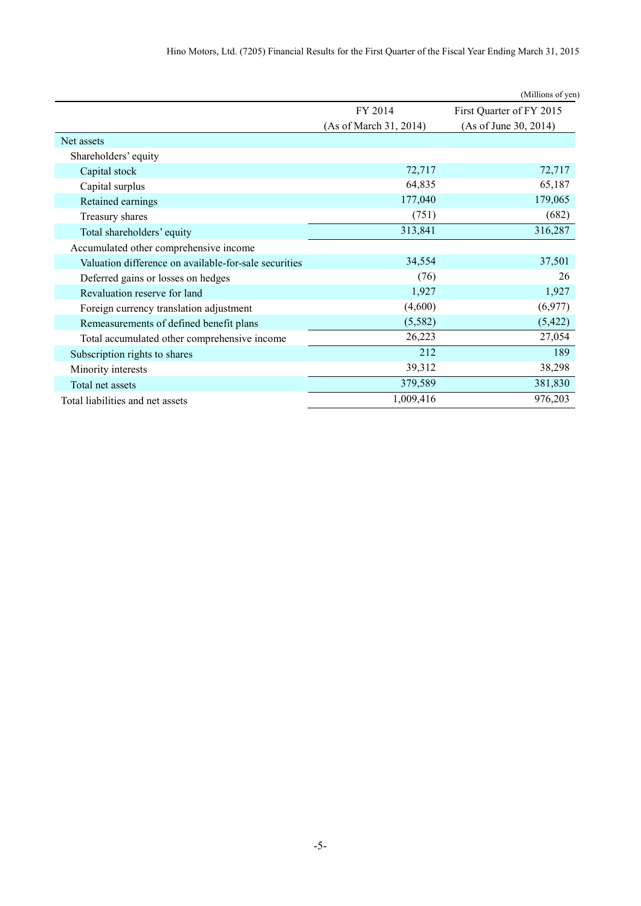(Millions of yen)

| | FY 2014 (As of March 31, 2014) | First Quarter of FY 2015 (As of June 30, 2014) |
|---|---|---|
| Net assets | | |
| Shareholders' equity | | |
| Capital stock | 72,717 | 72,717 |
| Capital surplus | 64,835 | 65,187 |
| Retained earnings | 177,040 | 179,065 |
| Treasury shares | (751) | (682) |
| Total shareholders' equity | 313,841 | 316,287 |
| Accumulated other comprehensive income | | |
| Valuation difference on available-for-sale securities | 34,554 | 37,501 |
| Deferred gains or losses on hedges | (76) | 26 |
| Revaluation reserve for land | 1,927 | 1,927 |
| Foreign currency translation adjustment | (4,600) | (6,977) |
| Remeasurements of defined benefit plans | (5,582) | (5,422) |
| Total accumulated other comprehensive income | 26,223 | 27,054 |
| Subscription rights to shares | 212 | 189 |
| Minority interests | 39,312 | 38,298 |
| Total net assets | 379,589 | 381,830 |
| Total liabilities and net assets | 1,009,416 | 976,203 |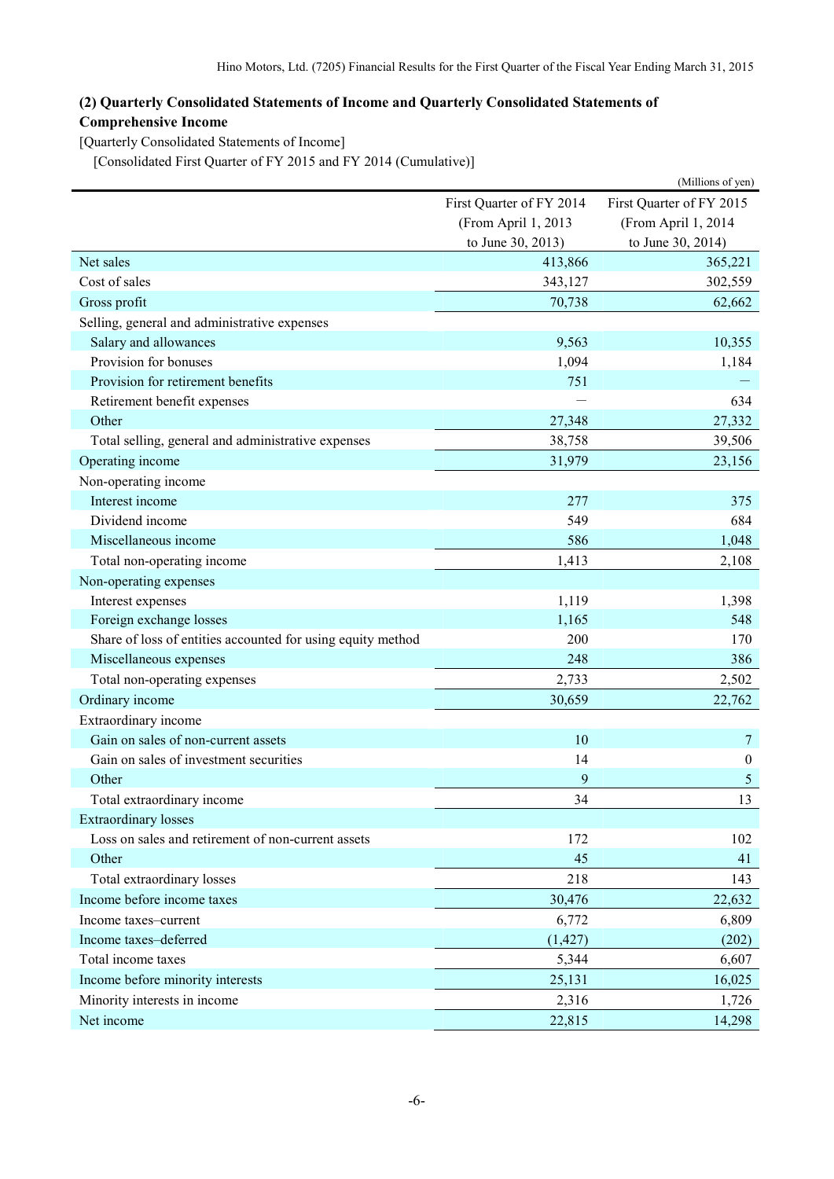### (2) Quarterly Consolidated Statements of Income and Quarterly Consolidated Statements of Comprehensive Income

[Quarterly Consolidated Statements of Income]

[Consolidated First Quarter of FY 2015 and FY 2014 (Cumulative)]

(Millions of yen)

| | First Quarter of FY 2014 (From April 1, 2013 to June 30, 2013) | First Quarter of FY 2015 (From April 1, 2014 to June 30, 2014) |
|---|---|---|
| Net sales | 413,866 | 365,221 |
| Cost of sales | 343,127 | 302,559 |
| Gross profit | 70,738 | 62,662 |
| Selling, general and administrative expenses | | |
| Salary and allowances | 9,563 | 10,355 |
| Provision for bonuses | 1,094 | 1,184 |
| Provision for retirement benefits | 751 | — |
| Retirement benefit expenses | — | 634 |
| Other | 27,348 | 27,332 |
| Total selling, general and administrative expenses | 38,758 | 39,506 |
| Operating income | 31,979 | 23,156 |
| Non-operating income | | |
| Interest income | 277 | 375 |
| Dividend income | 549 | 684 |
| Miscellaneous income | 586 | 1,048 |
| Total non-operating income | 1,413 | 2,108 |
| Non-operating expenses | | |
| Interest expenses | 1,119 | 1,398 |
| Foreign exchange losses | 1,165 | 548 |
| Share of loss of entities accounted for using equity method | 200 | 170 |
| Miscellaneous expenses | 248 | 386 |
| Total non-operating expenses | 2,733 | 2,502 |
| Ordinary income | 30,659 | 22,762 |
| Extraordinary income | | |
| Gain on sales of non-current assets | 10 | 7 |
| Gain on sales of investment securities | 14 | 0 |
| Other | 9 | 5 |
| Total extraordinary income | 34 | 13 |
| Extraordinary losses | | |
| Loss on sales and retirement of non-current assets | 172 | 102 |
| Other | 45 | 41 |
| Total extraordinary losses | 218 | 143 |
| Income before income taxes | 30,476 | 22,632 |
| Income taxes–current | 6,772 | 6,809 |
| Income taxes–deferred | (1,427) | (202) |
| Total income taxes | 5,344 | 6,607 |
| Income before minority interests | 25,131 | 16,025 |
| Minority interests in income | 2,316 | 1,726 |
| Net income | 22,815 | 14,298 |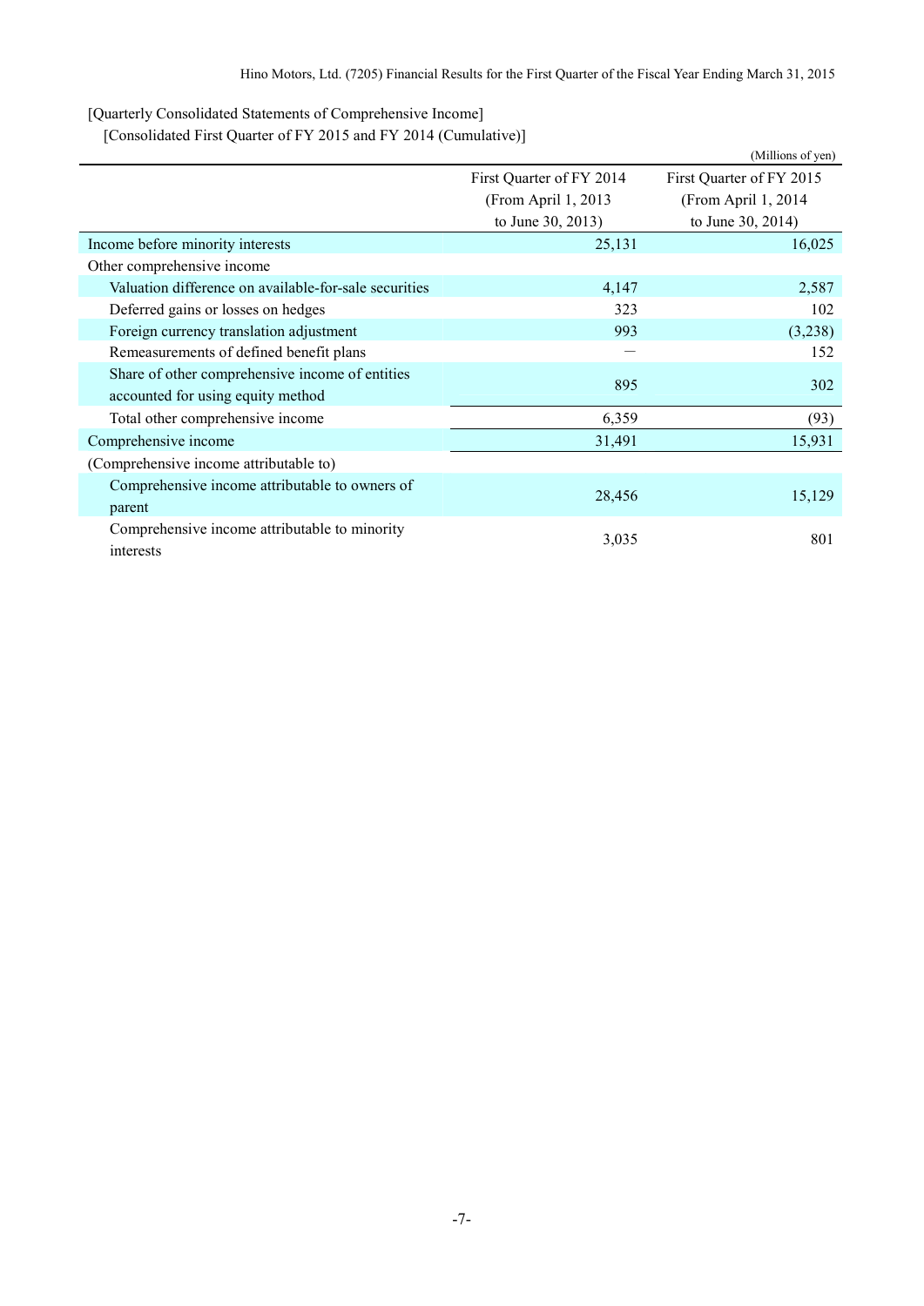[Quarterly Consolidated Statements of Comprehensive Income]

[Consolidated First Quarter of FY 2015 and FY 2014 (Cumulative)]

(Millions of yen)

| | First Quarter of FY 2014 (From April 1, 2013 to June 30, 2013) | First Quarter of FY 2015 (From April 1, 2014 to June 30, 2014) |
|---|---|---|
| Income before minority interests | 25,131 | 16,025 |
| Other comprehensive income | | |
| Valuation difference on available-for-sale securities | 4,147 | 2,587 |
| Deferred gains or losses on hedges | 323 | 102 |
| Foreign currency translation adjustment | 993 | (3,238) |
| Remeasurements of defined benefit plans | — | 152 |
| Share of other comprehensive income of entities accounted for using equity method | 895 | 302 |
| Total other comprehensive income | 6,359 | (93) |
| Comprehensive income | 31,491 | 15,931 |
| (Comprehensive income attributable to) | | |
| Comprehensive income attributable to owners of parent | 28,456 | 15,129 |
| Comprehensive income attributable to minority interests | 3,035 | 801 |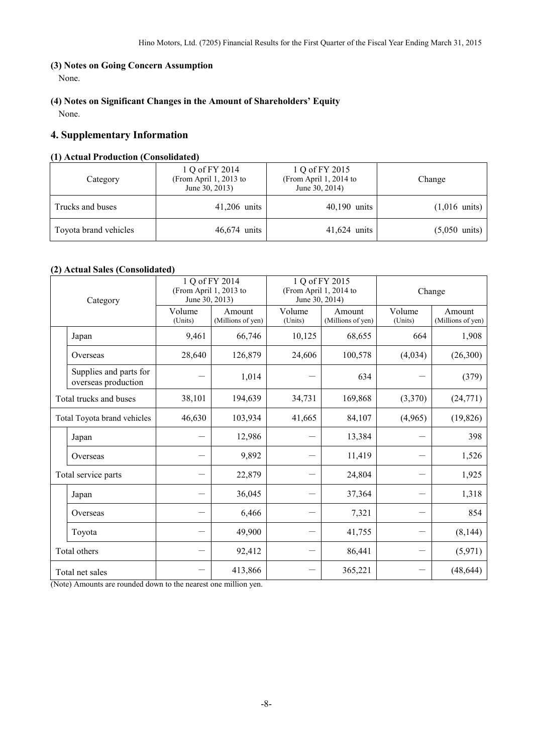### (3) Notes on Going Concern Assumption

None.

### (4) Notes on Significant Changes in the Amount of Shareholders' Equity

None.

## 4. Supplementary Information

### (1) Actual Production (Consolidated)

| Category | 1 Q of FY 2014 (From April 1, 2013 to June 30, 2013) | 1 Q of FY 2015 (From April 1, 2014 to June 30, 2014) | Change |
|---|---|---|---|
| Trucks and buses | 41,206 units | 40,190 units | (1,016 units) |
| Toyota brand vehicles | 46,674 units | 41,624 units | (5,050 units) |

### (2) Actual Sales (Consolidated)

| Category | | 1 Q of FY 2014 (From April 1, 2013 to June 30, 2013) | | 1 Q of FY 2015 (From April 1, 2014 to June 30, 2014) | | Change | |
|---|---|---|---|---|---|---|---|
| | | Volume (Units) | Amount (Millions of yen) | Volume (Units) | Amount (Millions of yen) | Volume (Units) | Amount (Millions of yen) |
| | Japan | 9,461 | 66,746 | 10,125 | 68,655 | 664 | 1,908 |
| | Overseas | 28,640 | 126,879 | 24,606 | 100,578 | (4,034) | (26,300) |
| | Supplies and parts for overseas production | ― | 1,014 | ― | 634 | ― | (379) |
| Total trucks and buses | | 38,101 | 194,639 | 34,731 | 169,868 | (3,370) | (24,771) |
| Total Toyota brand vehicles | | 46,630 | 103,934 | 41,665 | 84,107 | (4,965) | (19,826) |
| | Japan | ― | 12,986 | ― | 13,384 | ― | 398 |
| | Overseas | ― | 9,892 | ― | 11,419 | ― | 1,526 |
| Total service parts | | ― | 22,879 | ― | 24,804 | ― | 1,925 |
| | Japan | ― | 36,045 | ― | 37,364 | ― | 1,318 |
| | Overseas | ― | 6,466 | ― | 7,321 | ― | 854 |
| | Toyota | ― | 49,900 | ― | 41,755 | ― | (8,144) |
| Total others | | ― | 92,412 | ― | 86,441 | ― | (5,971) |
| Total net sales | | ― | 413,866 | ― | 365,221 | ― | (48,644) |

(Note) Amounts are rounded down to the nearest one million yen.